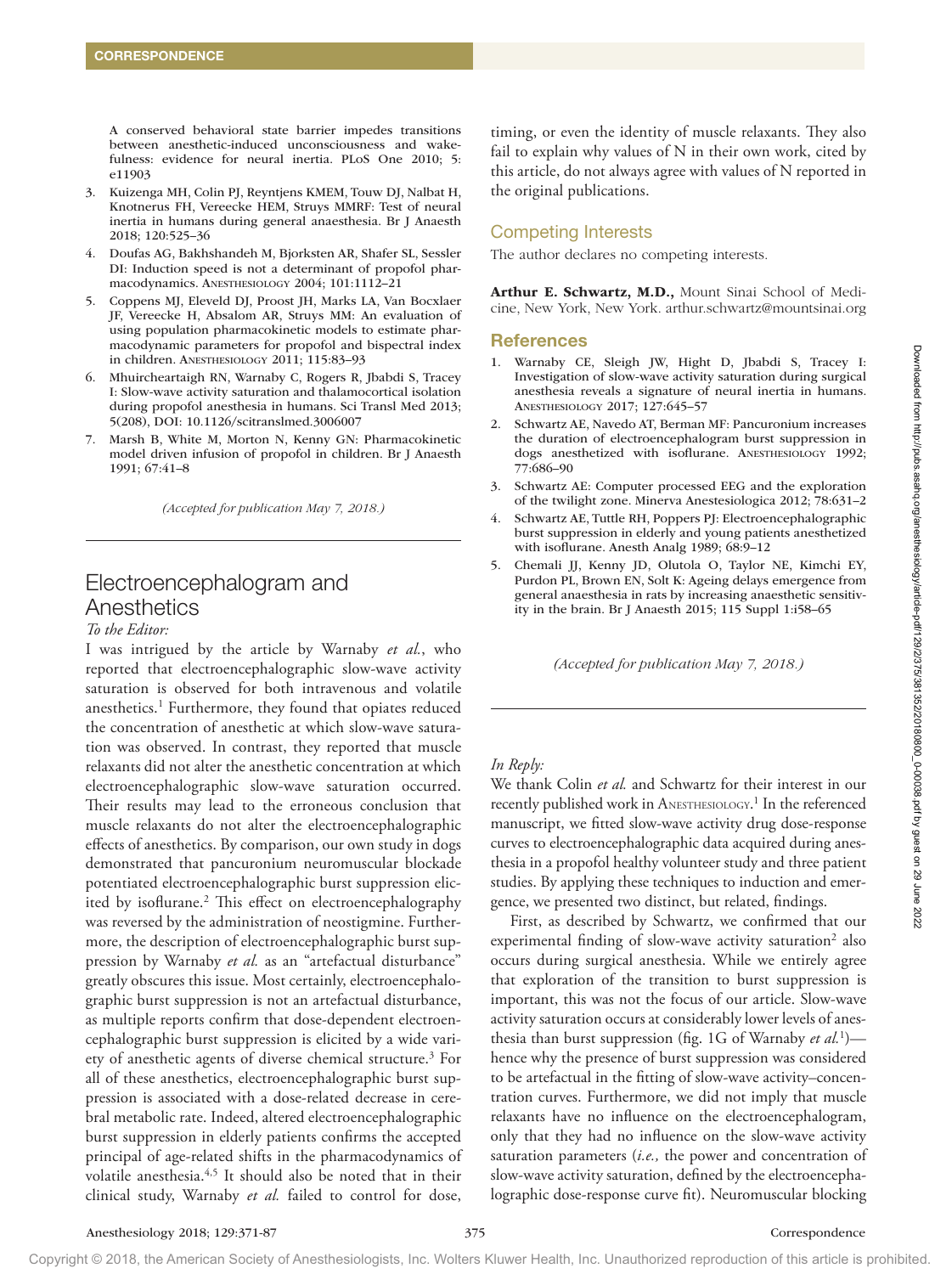A conserved behavioral state barrier impedes transitions between anesthetic-induced unconsciousness and wakefulness: evidence for neural inertia. PLoS One 2010; 5: e11903

3. Kuizenga MH, Colin PJ, Reyntjens KMEM, Touw DJ, Nalbat H, Knotnerus FH, Vereecke HEM, Struys MMRF: Test of neural inertia in humans during general anaesthesia. Br J Anaesth 2018; 120:525–36
4. Doufas AG, Bakhshandeh M, Bjorksten AR, Shafer SL, Sessler DI: Induction speed is not a determinant of propofol pharmacodynamics. Anesthesiology 2004; 101:1112–21
5. Coppens MJ, Eleveld DJ, Proost JH, Marks LA, Van Bocxlaer JF, Vereecke H, Absalom AR, Struys MM: An evaluation of using population pharmacokinetic models to estimate pharmacodynamic parameters for propofol and bispectral index in children. Anesthesiology 2011; 115:83–93
6. Mhuircheartaigh RN, Warnaby C, Rogers R, Jbabdi S, Tracey I: Slow-wave activity saturation and thalamocortical isolation during propofol anesthesia in humans. Sci Transl Med 2013; 5(208), DOI: 10.1126/scitranslmed.3006007
7. Marsh B, White M, Morton N, Kenny GN: Pharmacokinetic model driven infusion of propofol in children. Br J Anaesth 1991; 67:41–8

*(Accepted for publication May 7, 2018.)*

# Electroencephalogram and Anesthetics

*To the Editor:*

I was intrigued by the article by Warnaby *et al.*, who reported that electroencephalographic slow-wave activity saturation is observed for both intravenous and volatile anesthetics.[1] Furthermore, they found that opiates reduced the concentration of anesthetic at which slow-wave saturation was observed. In contrast, they reported that muscle relaxants did not alter the anesthetic concentration at which electroencephalographic slow-wave saturation occurred. Their results may lead to the erroneous conclusion that muscle relaxants do not alter the electroencephalographic effects of anesthetics. By comparison, our own study in dogs demonstrated that pancuronium neuromuscular blockade potentiated electroencephalographic burst suppression elicited by isoflurane.[2] This effect on electroencephalography was reversed by the administration of neostigmine. Furthermore, the description of electroencephalographic burst suppression by Warnaby *et al.* as an "artefactual disturbance" greatly obscures this issue. Most certainly, electroencephalographic burst suppression is not an artefactual disturbance, as multiple reports confirm that dose-dependent electroencephalographic burst suppression is elicited by a wide variety of anesthetic agents of diverse chemical structure.[3] For all of these anesthetics, electroencephalographic burst suppression is associated with a dose-related decrease in cerebral metabolic rate. Indeed, altered electroencephalographic burst suppression in elderly patients confirms the accepted principal of age-related shifts in the pharmacodynamics of volatile anesthesia.[4,5] It should also be noted that in their clinical study, Warnaby *et al.* failed to control for dose, timing, or even the identity of muscle relaxants. They also fail to explain why values of N in their own work, cited by this article, do not always agree with values of N reported in the original publications.

## Competing Interests

The author declares no competing interests.

**Arthur E. Schwartz, M.D.,** Mount Sinai School of Medicine, New York, New York. arthur.schwartz@mountsinai.org

## References

1. Warnaby CE, Sleigh JW, Hight D, Jbabdi S, Tracey I: Investigation of slow-wave activity saturation during surgical anesthesia reveals a signature of neural inertia in humans. Anesthesiology 2017; 127:645–57
2. Schwartz AE, Navedo AT, Berman MF: Pancuronium increases the duration of electroencephalogram burst suppression in dogs anesthetized with isoflurane. Anesthesiology 1992; 77:686–90
3. Schwartz AE: Computer processed EEG and the exploration of the twilight zone. Minerva Anestesiologica 2012; 78:631–2
4. Schwartz AE, Tuttle RH, Poppers PJ: Electroencephalographic burst suppression in elderly and young patients anesthetized with isoflurane. Anesth Analg 1989; 68:9–12
5. Chemali JJ, Kenny JD, Olutola O, Taylor NE, Kimchi EY, Purdon PL, Brown EN, Solt K: Ageing delays emergence from general anaesthesia in rats by increasing anaesthetic sensitivity in the brain. Br J Anaesth 2015; 115 Suppl 1:i58–65

*(Accepted for publication May 7, 2018.)*

*In Reply:*

We thank Colin *et al.* and Schwartz for their interest in our recently published work in Anesthesiology.[1] In the referenced manuscript, we fitted slow-wave activity drug dose-response curves to electroencephalographic data acquired during anesthesia in a propofol healthy volunteer study and three patient studies. By applying these techniques to induction and emergence, we presented two distinct, but related, findings.

First, as described by Schwartz, we confirmed that our experimental finding of slow-wave activity saturation[2] also occurs during surgical anesthesia. While we entirely agree that exploration of the transition to burst suppression is important, this was not the focus of our article. Slow-wave activity saturation occurs at considerably lower levels of anesthesia than burst suppression (fig. 1G of Warnaby *et al.*[1])—hence why the presence of burst suppression was considered to be artefactual in the fitting of slow-wave activity–concentration curves. Furthermore, we did not imply that muscle relaxants have no influence on the electroencephalogram, only that they had no influence on the slow-wave activity saturation parameters (*i.e.,* the power and concentration of slow-wave activity saturation, defined by the electroencephalographic dose-response curve fit). Neuromuscular blocking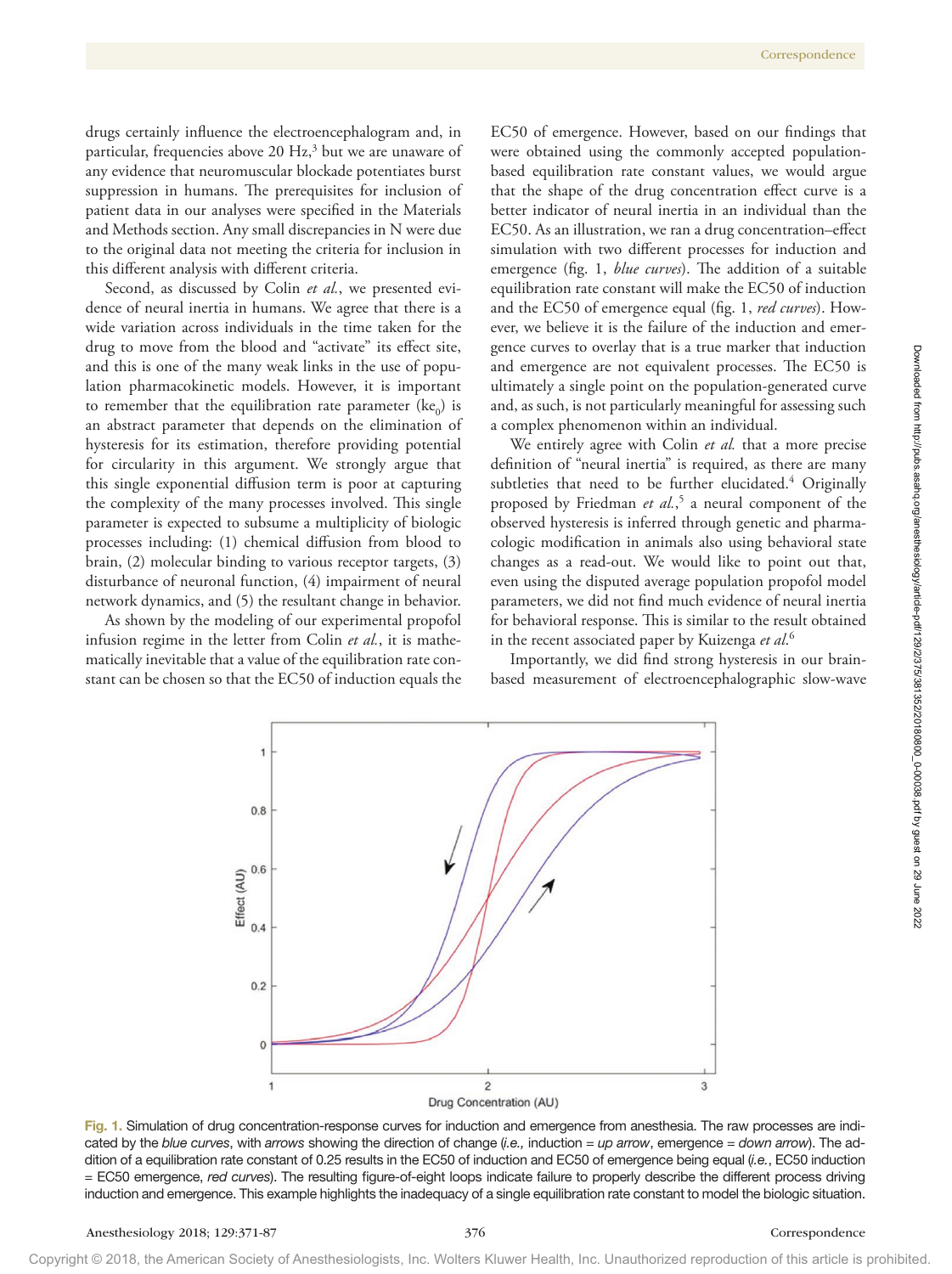drugs certainly influence the electroencephalogram and, in particular, frequencies above 20 Hz,[3] but we are unaware of any evidence that neuromuscular blockade potentiates burst suppression in humans. The prerequisites for inclusion of patient data in our analyses were specified in the Materials and Methods section. Any small discrepancies in N were due to the original data not meeting the criteria for inclusion in this different analysis with different criteria.

Second, as discussed by Colin *et al.*, we presented evidence of neural inertia in humans. We agree that there is a wide variation across individuals in the time taken for the drug to move from the blood and "activate" its effect site, and this is one of the many weak links in the use of population pharmacokinetic models. However, it is important to remember that the equilibration rate parameter ($ke_0$) is an abstract parameter that depends on the elimination of hysteresis for its estimation, therefore providing potential for circularity in this argument. We strongly argue that this single exponential diffusion term is poor at capturing the complexity of the many processes involved. This single parameter is expected to subsume a multiplicity of biologic processes including: (1) chemical diffusion from blood to brain, (2) molecular binding to various receptor targets, (3) disturbance of neuronal function, (4) impairment of neural network dynamics, and (5) the resultant change in behavior.

As shown by the modeling of our experimental propofol infusion regime in the letter from Colin *et al.*, it is mathematically inevitable that a value of the equilibration rate constant can be chosen so that the EC50 of induction equals the EC50 of emergence. However, based on our findings that were obtained using the commonly accepted population-based equilibration rate constant values, we would argue that the shape of the drug concentration effect curve is a better indicator of neural inertia in an individual than the EC50. As an illustration, we ran a drug concentration–effect simulation with two different processes for induction and emergence (fig. 1, *blue curves*). The addition of a suitable equilibration rate constant will make the EC50 of induction and the EC50 of emergence equal (fig. 1, *red curves*). However, we believe it is the failure of the induction and emergence curves to overlay that is a true marker that induction and emergence are not equivalent processes. The EC50 is ultimately a single point on the population-generated curve and, as such, is not particularly meaningful for assessing such a complex phenomenon within an individual.

We entirely agree with Colin *et al.* that a more precise definition of "neural inertia" is required, as there are many subtleties that need to be further elucidated.[4] Originally proposed by Friedman *et al.*,[5] a neural component of the observed hysteresis is inferred through genetic and pharmacologic modification in animals also using behavioral state changes as a read-out. We would like to point out that, even using the disputed average population propofol model parameters, we did not find much evidence of neural inertia for behavioral response. This is similar to the result obtained in the recent associated paper by Kuizenga *et al.*[6]

Importantly, we did find strong hysteresis in our brain-based measurement of electroencephalographic slow-wave

**Fig. 1.** Simulation of drug concentration-response curves for induction and emergence from anesthesia. The raw processes are indicated by the *blue curves*, with *arrows* showing the direction of change (*i.e.,* induction = *up arrow*, emergence = *down arrow*). The addition of a equilibration rate constant of 0.25 results in the EC50 of induction and EC50 of emergence being equal (*i.e.*, EC50 induction = EC50 emergence, *red curves*). The resulting figure-of-eight loops indicate failure to properly describe the different process driving induction and emergence. This example highlights the inadequacy of a single equilibration rate constant to model the biologic situation.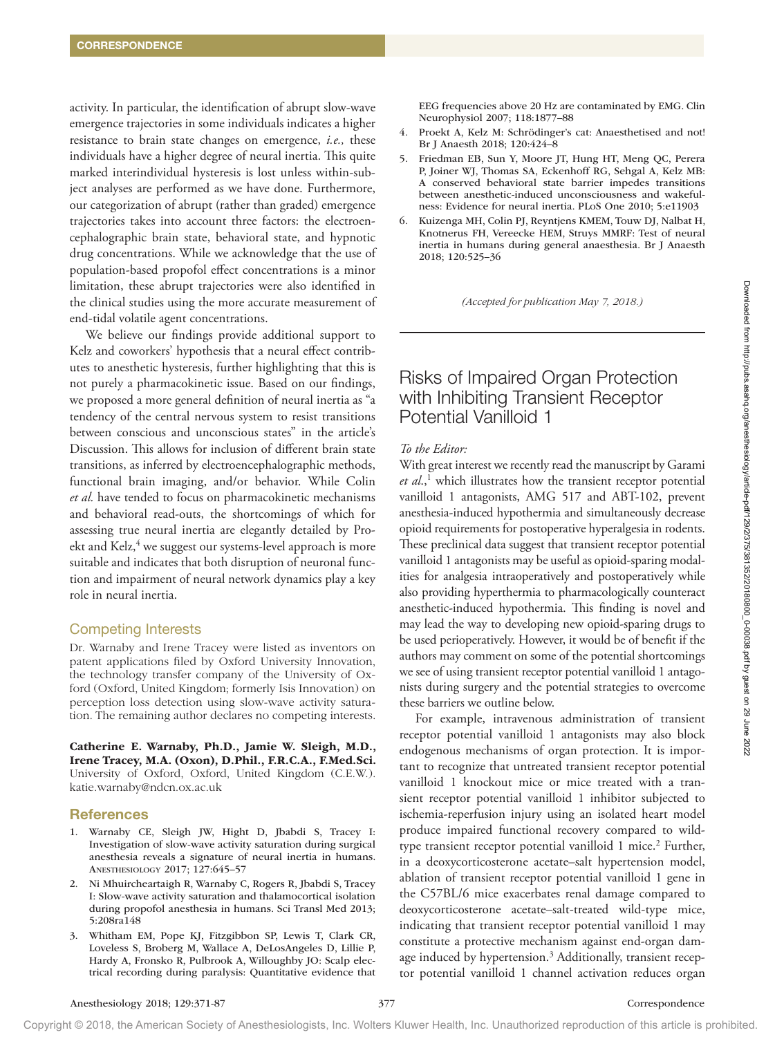activity. In particular, the identification of abrupt slow-wave emergence trajectories in some individuals indicates a higher resistance to brain state changes on emergence, *i.e.,* these individuals have a higher degree of neural inertia. This quite marked interindividual hysteresis is lost unless within-subject analyses are performed as we have done. Furthermore, our categorization of abrupt (rather than graded) emergence trajectories takes into account three factors: the electroencephalographic brain state, behavioral state, and hypnotic drug concentrations. While we acknowledge that the use of population-based propofol effect concentrations is a minor limitation, these abrupt trajectories were also identified in the clinical studies using the more accurate measurement of end-tidal volatile agent concentrations.

We believe our findings provide additional support to Kelz and coworkers' hypothesis that a neural effect contributes to anesthetic hysteresis, further highlighting that this is not purely a pharmacokinetic issue. Based on our findings, we proposed a more general definition of neural inertia as "a tendency of the central nervous system to resist transitions between conscious and unconscious states" in the article's Discussion. This allows for inclusion of different brain state transitions, as inferred by electroencephalographic methods, functional brain imaging, and/or behavior. While Colin *et al.* have tended to focus on pharmacokinetic mechanisms and behavioral read-outs, the shortcomings of which for assessing true neural inertia are elegantly detailed by Proekt and Kelz,[4] we suggest our systems-level approach is more suitable and indicates that both disruption of neuronal function and impairment of neural network dynamics play a key role in neural inertia.

## Competing Interests

Dr. Warnaby and Irene Tracey were listed as inventors on patent applications filed by Oxford University Innovation, the technology transfer company of the University of Oxford (Oxford, United Kingdom; formerly Isis Innovation) on perception loss detection using slow-wave activity saturation. The remaining author declares no competing interests.

**Catherine E. Warnaby, Ph.D., Jamie W. Sleigh, M.D., Irene Tracey, M.A. (Oxon), D.Phil., F.R.C.A., F.Med.Sci.** University of Oxford, Oxford, United Kingdom (C.E.W.). katie.warnaby@ndcn.ox.ac.uk

## References

1. Warnaby CE, Sleigh JW, Hight D, Jbabdi S, Tracey I: Investigation of slow-wave activity saturation during surgical anesthesia reveals a signature of neural inertia in humans. Anesthesiology 2017; 127:645–57
2. Ni Mhuircheartaigh R, Warnaby C, Rogers R, Jbabdi S, Tracey I: Slow-wave activity saturation and thalamocortical isolation during propofol anesthesia in humans. Sci Transl Med 2013; 5:208ra148
3. Whitham EM, Pope KJ, Fitzgibbon SP, Lewis T, Clark CR, Loveless S, Broberg M, Wallace A, DeLosAngeles D, Lillie P, Hardy A, Fronsko R, Pulbrook A, Willoughby JO: Scalp electrical recording during paralysis: Quantitative evidence that EEG frequencies above 20 Hz are contaminated by EMG. Clin Neurophysiol 2007; 118:1877–88
4. Proekt A, Kelz M: Schrödinger's cat: Anaesthetised and not! Br J Anaesth 2018; 120:424–8
5. Friedman EB, Sun Y, Moore JT, Hung HT, Meng QC, Perera P, Joiner WJ, Thomas SA, Eckenhoff RG, Sehgal A, Kelz MB: A conserved behavioral state barrier impedes transitions between anesthetic-induced unconsciousness and wakefulness: Evidence for neural inertia. PLoS One 2010; 5:e11903
6. Kuizenga MH, Colin PJ, Reyntjens KMEM, Touw DJ, Nalbat H, Knotnerus FH, Vereecke HEM, Struys MMRF: Test of neural inertia in humans during general anaesthesia. Br J Anaesth 2018; 120:525–36

*(Accepted for publication May 7, 2018.)*

# Risks of Impaired Organ Protection with Inhibiting Transient Receptor Potential Vanilloid 1

*To the Editor:*

With great interest we recently read the manuscript by Garami *et al.*,[1] which illustrates how the transient receptor potential vanilloid 1 antagonists, AMG 517 and ABT-102, prevent anesthesia-induced hypothermia and simultaneously decrease opioid requirements for postoperative hyperalgesia in rodents. These preclinical data suggest that transient receptor potential vanilloid 1 antagonists may be useful as opioid-sparing modalities for analgesia intraoperatively and postoperatively while also providing hyperthermia to pharmacologically counteract anesthetic-induced hypothermia. This finding is novel and may lead the way to developing new opioid-sparing drugs to be used perioperatively. However, it would be of benefit if the authors may comment on some of the potential shortcomings we see of using transient receptor potential vanilloid 1 antagonists during surgery and the potential strategies to overcome these barriers we outline below.

For example, intravenous administration of transient receptor potential vanilloid 1 antagonists may also block endogenous mechanisms of organ protection. It is important to recognize that untreated transient receptor potential vanilloid 1 knockout mice or mice treated with a transient receptor potential vanilloid 1 inhibitor subjected to ischemia-reperfusion injury using an isolated heart model produce impaired functional recovery compared to wild-type transient receptor potential vanilloid 1 mice.[2] Further, in a deoxycorticosterone acetate–salt hypertension model, ablation of transient receptor potential vanilloid 1 gene in the C57BL/6 mice exacerbates renal damage compared to deoxycorticosterone acetate–salt-treated wild-type mice, indicating that transient receptor potential vanilloid 1 may constitute a protective mechanism against end-organ damage induced by hypertension.[3] Additionally, transient receptor potential vanilloid 1 channel activation reduces organ